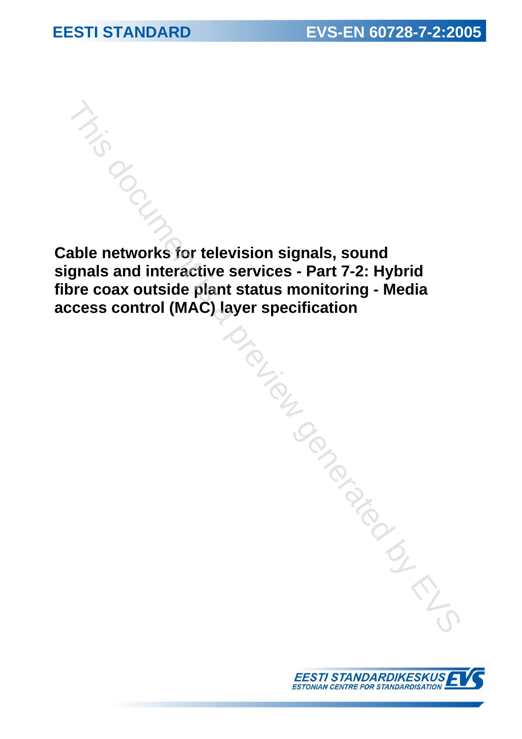EESTI STANDARD

EVS-EN 60728-7-2:2005

# Cable networks for television signals, sound signals and interactive services - Part 7-2: Hybrid fibre coax outside plant status monitoring - Media access control (MAC) layer specification

EESTI STANDARDIKESKUS
ESTONIAN CENTRE FOR STANDARDISATION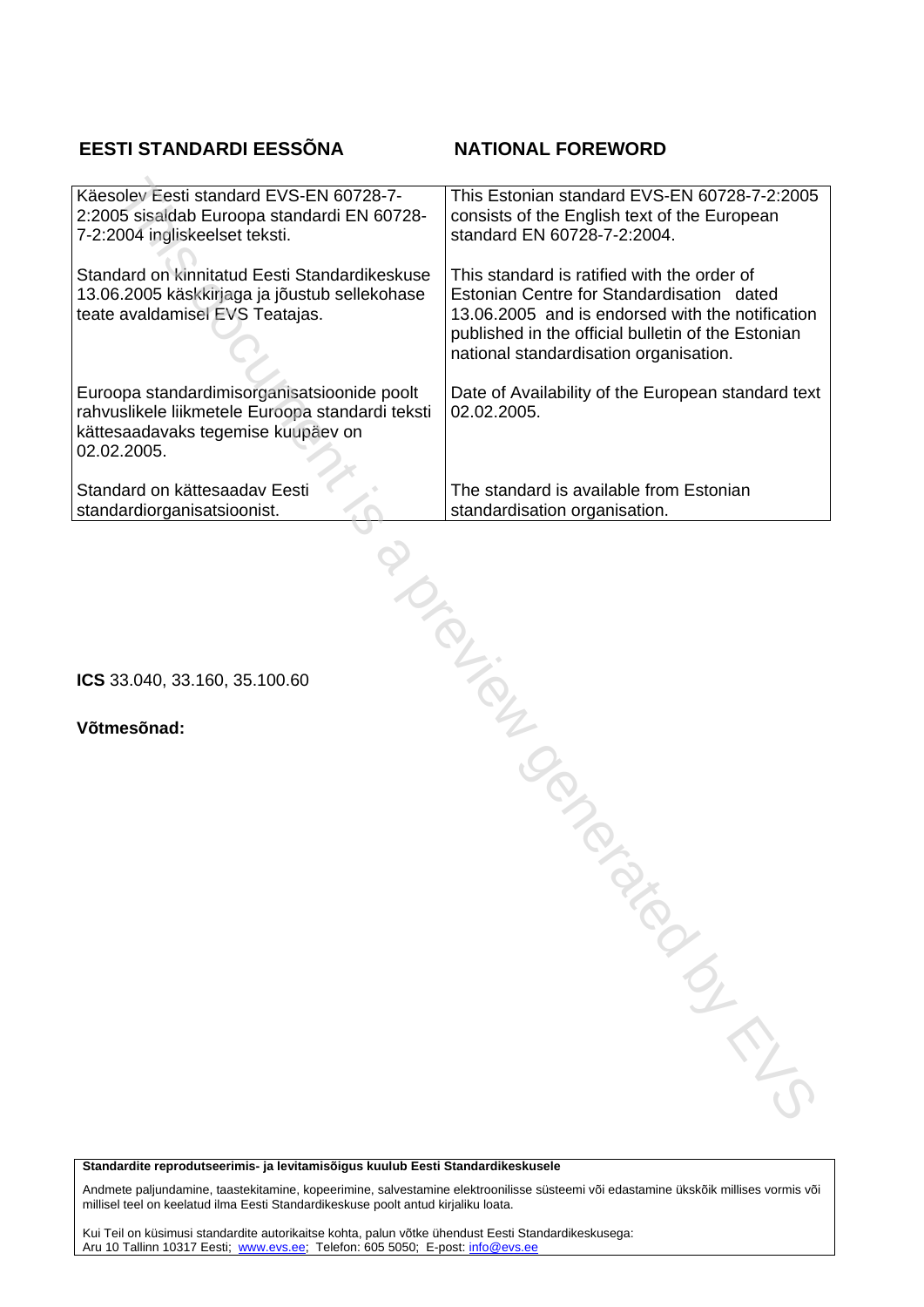| EESTI STANDARDI EESSÕNA | NATIONAL FOREWORD |
|---|---|
| Käesolev Eesti standard EVS-EN 60728-7-2:2005 sisaldab Euroopa standardi EN 60728-7-2:2004 ingliskeelset teksti. | This Estonian standard EVS-EN 60728-7-2:2005 consists of the English text of the European standard EN 60728-7-2:2004. |
| Standard on kinnitatud Eesti Standardikeskuse 13.06.2005 käskkirjaga ja jõustub sellekohase teate avaldamisel EVS Teatajas. | This standard is ratified with the order of Estonian Centre for Standardisation dated 13.06.2005 and is endorsed with the notification published in the official bulletin of the Estonian national standardisation organisation. |
| Euroopa standardimisorganisatsioonide poolt rahvuslikele liikmetele Euroopa standardi teksti kättesaadavaks tegemise kuupäev on 02.02.2005. | Date of Availability of the European standard text 02.02.2005. |
| Standard on kättesaadav Eesti standardiorganisatsioonist. | The standard is available from Estonian standardisation organisation. |

**ICS** 33.040, 33.160, 35.100.60

**Võtmesõnad:**

**Standardite reprodutseerimis- ja levitamisõigus kuulub Eesti Standardikeskusele**

Andmete paljundamine, taastekitamine, kopeerimine, salvestamine elektroonilisse süsteemi või edastamine ükskõik millises vormis või millisel teel on keelatud ilma Eesti Standardikeskuse poolt antud kirjaliku loata.

Kui Teil on küsimusi standardite autorikaitse kohta, palun võtke ühendust Eesti Standardikeskusega:
Aru 10 Tallinn 10317 Eesti; www.evs.ee; Telefon: 605 5050; E-post: info@evs.ee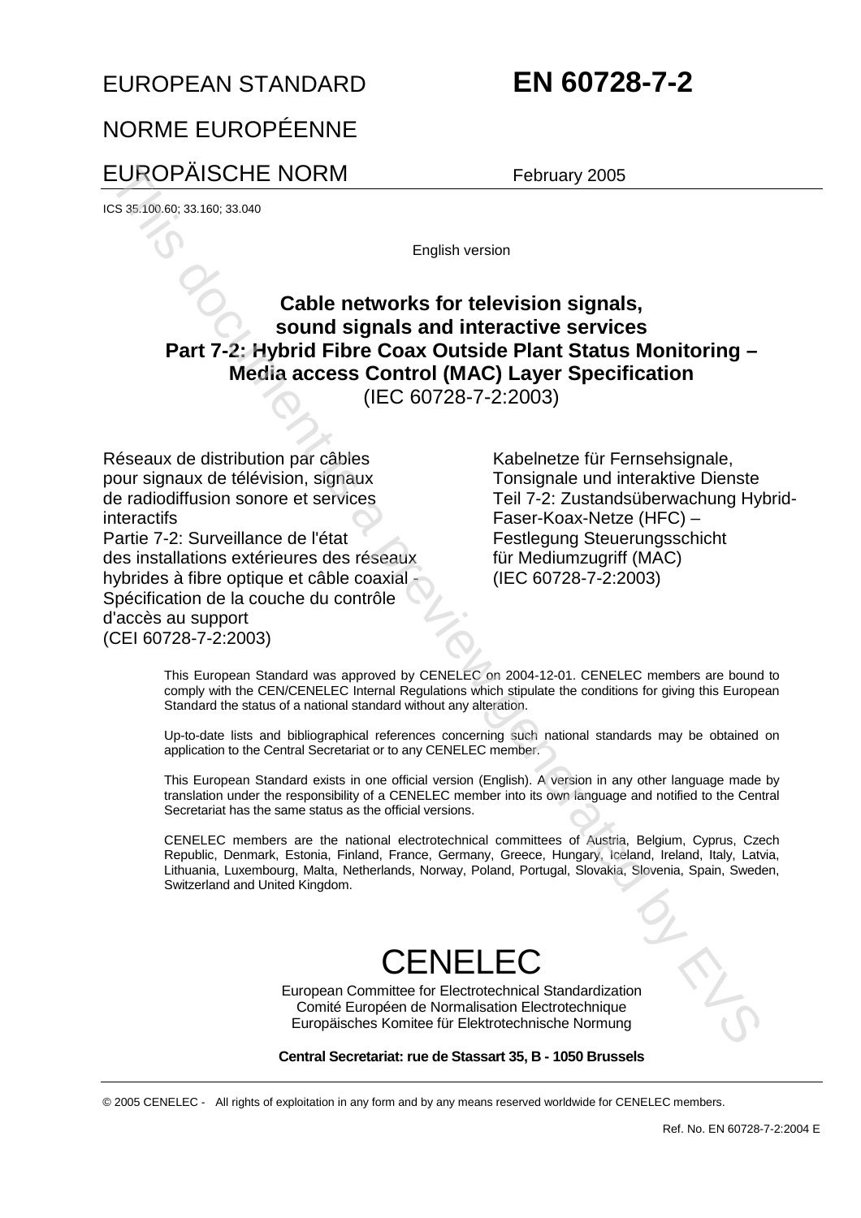EUROPEAN STANDARD **EN 60728-7-2**

NORME EUROPÉENNE

EUROPÄISCHE NORM February 2005

ICS 35.100.60; 33.160; 33.040

English version

**Cable networks for television signals, sound signals and interactive services Part 7-2: Hybrid Fibre Coax Outside Plant Status Monitoring – Media access Control (MAC) Layer Specification**
(IEC 60728-7-2:2003)

Réseaux de distribution par câbles pour signaux de télévision, signaux de radiodiffusion sonore et services interactifs
Partie 7-2: Surveillance de l'état des installations extérieures des réseaux hybrides à fibre optique et câble coaxial - Spécification de la couche du contrôle d'accès au support
(CEI 60728-7-2:2003)

Kabelnetze für Fernsehsignale, Tonsignale und interaktive Dienste
Teil 7-2: Zustandsüberwachung Hybrid-Faser-Koax-Netze (HFC) – Festlegung Steuerungsschicht für Mediumzugriff (MAC)
(IEC 60728-7-2:2003)

This European Standard was approved by CENELEC on 2004-12-01. CENELEC members are bound to comply with the CEN/CENELEC Internal Regulations which stipulate the conditions for giving this European Standard the status of a national standard without any alteration.

Up-to-date lists and bibliographical references concerning such national standards may be obtained on application to the Central Secretariat or to any CENELEC member.

This European Standard exists in one official version (English). A version in any other language made by translation under the responsibility of a CENELEC member into its own language and notified to the Central Secretariat has the same status as the official versions.

CENELEC members are the national electrotechnical committees of Austria, Belgium, Cyprus, Czech Republic, Denmark, Estonia, Finland, France, Germany, Greece, Hungary, Iceland, Ireland, Italy, Latvia, Lithuania, Luxembourg, Malta, Netherlands, Norway, Poland, Portugal, Slovakia, Slovenia, Spain, Sweden, Switzerland and United Kingdom.

CENELEC

European Committee for Electrotechnical Standardization
Comité Européen de Normalisation Electrotechnique
Europäisches Komitee für Elektrotechnische Normung

**Central Secretariat: rue de Stassart 35, B - 1050 Brussels**

© 2005 CENELEC - All rights of exploitation in any form and by any means reserved worldwide for CENELEC members.

Ref. No. EN 60728-7-2:2004 E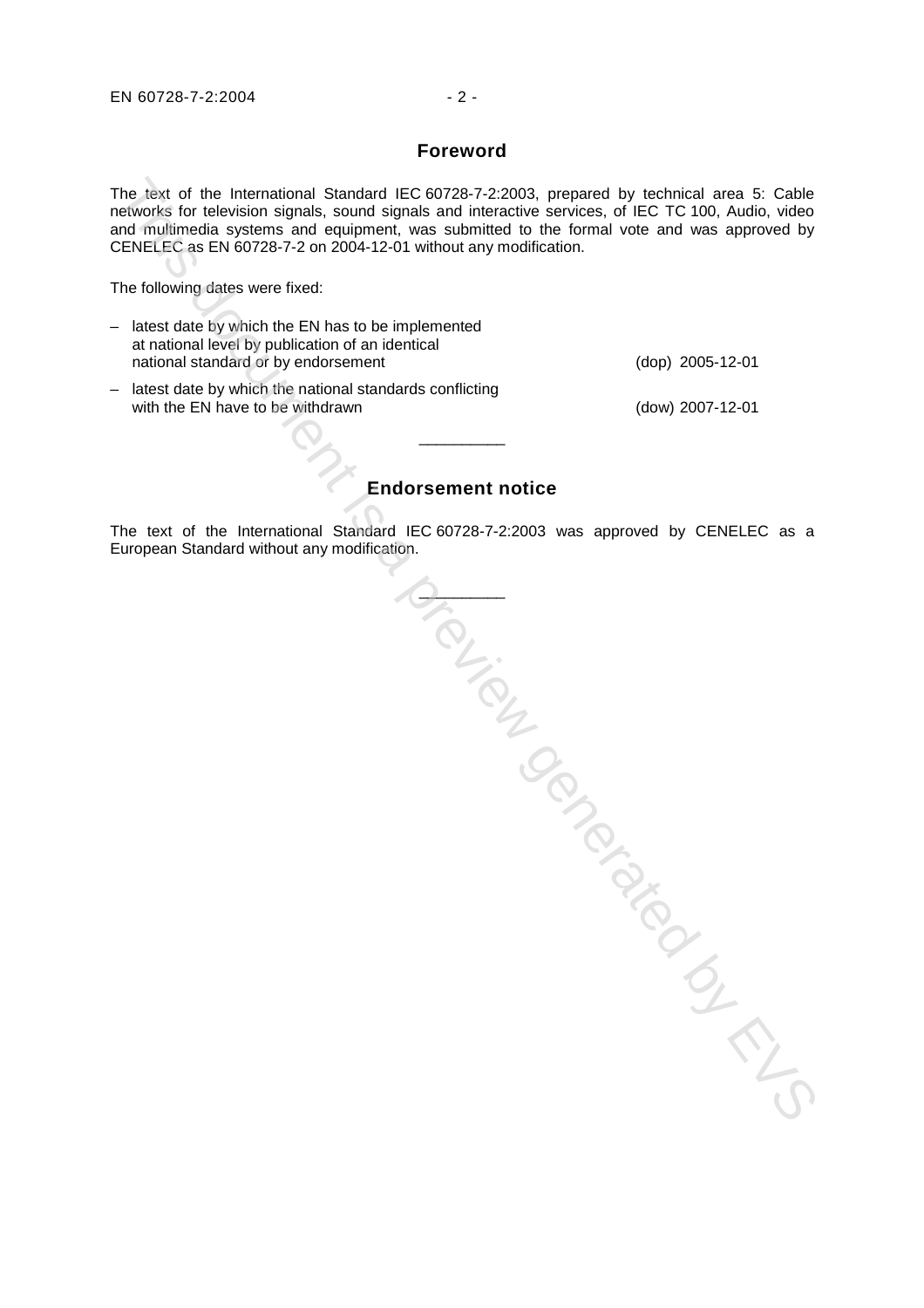## Foreword

The text of the International Standard IEC 60728-7-2:2003, prepared by technical area 5: Cable networks for television signals, sound signals and interactive services, of IEC TC 100, Audio, video and multimedia systems and equipment, was submitted to the formal vote and was approved by CENELEC as EN 60728-7-2 on 2004-12-01 without any modification.

The following dates were fixed:

– latest date by which the EN has to be implemented at national level by publication of an identical national standard or by endorsement (dop) 2005-12-01

– latest date by which the national standards conflicting with the EN have to be withdrawn (dow) 2007-12-01

---

## Endorsement notice

The text of the International Standard IEC 60728-7-2:2003 was approved by CENELEC as a European Standard without any modification.

---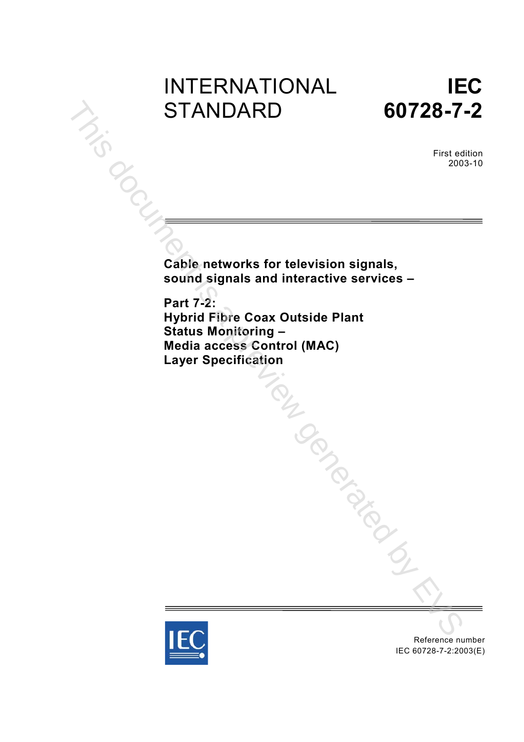# INTERNATIONAL STANDARD

# IEC 60728-7-2

First edition
2003-10

**Cable networks for television signals, sound signals and interactive services –**

**Part 7-2:**
**Hybrid Fibre Coax Outside Plant Status Monitoring –**
**Media access Control (MAC) Layer Specification**

Reference number
IEC 60728-7-2:2003(E)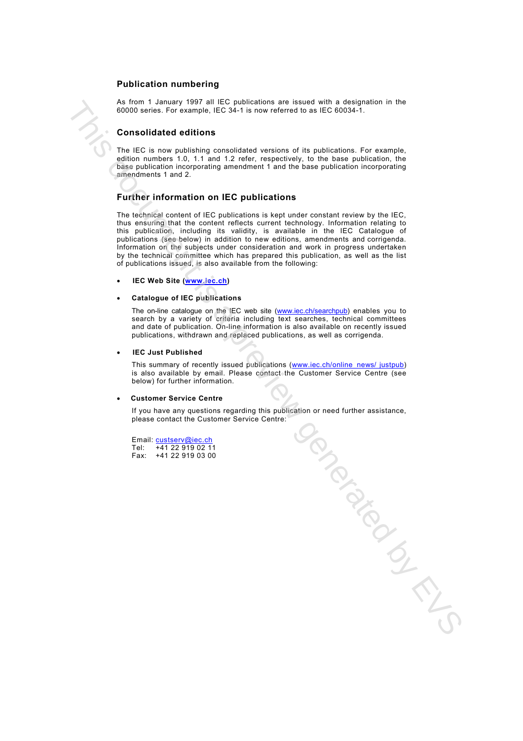## Publication numbering

As from 1 January 1997 all IEC publications are issued with a designation in the 60000 series. For example, IEC 34-1 is now referred to as IEC 60034-1.

## Consolidated editions

The IEC is now publishing consolidated versions of its publications. For example, edition numbers 1.0, 1.1 and 1.2 refer, respectively, to the base publication, the base publication incorporating amendment 1 and the base publication incorporating amendments 1 and 2.

## Further information on IEC publications

The technical content of IEC publications is kept under constant review by the IEC, thus ensuring that the content reflects current technology. Information relating to this publication, including its validity, is available in the IEC Catalogue of publications (see below) in addition to new editions, amendments and corrigenda. Information on the subjects under consideration and work in progress undertaken by the technical committee which has prepared this publication, as well as the list of publications issued, is also available from the following:

- **IEC Web Site (www.iec.ch)**

- **Catalogue of IEC publications**

  The on-line catalogue on the IEC web site (www.iec.ch/searchpub) enables you to search by a variety of criteria including text searches, technical committees and date of publication. On-line information is also available on recently issued publications, withdrawn and replaced publications, as well as corrigenda.

- **IEC Just Published**

  This summary of recently issued publications (www.iec.ch/online_news/ justpub) is also available by email. Please contact the Customer Service Centre (see below) for further information.

- **Customer Service Centre**

  If you have any questions regarding this publication or need further assistance, please contact the Customer Service Centre:

  Email: custserv@iec.ch
  Tel: +41 22 919 02 11
  Fax: +41 22 919 03 00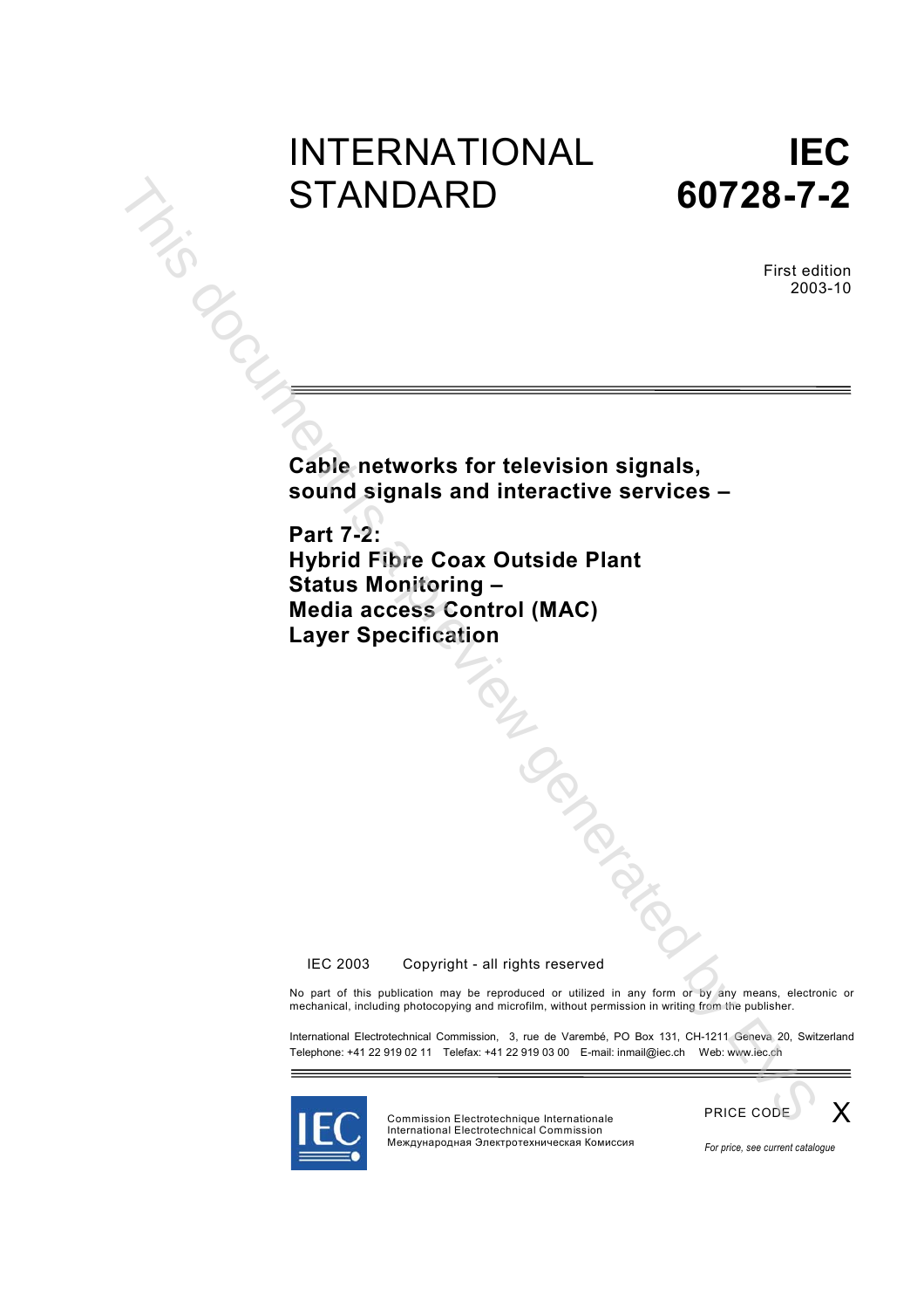# INTERNATIONAL STANDARD

# IEC 60728-7-2

First edition
2003-10

## Cable networks for television signals, sound signals and interactive services –

## Part 7-2: Hybrid Fibre Coax Outside Plant Status Monitoring – Media access Control (MAC) Layer Specification

IEC 2003 Copyright - all rights reserved

No part of this publication may be reproduced or utilized in any form or by any means, electronic or mechanical, including photocopying and microfilm, without permission in writing from the publisher.

International Electrotechnical Commission, 3, rue de Varembé, PO Box 131, CH-1211 Geneva 20, Switzerland
Telephone: +41 22 919 02 11 Telefax: +41 22 919 03 00 E-mail: inmail@iec.ch Web: www.iec.ch

Commission Electrotechnique Internationale
International Electrotechnical Commission
Международная Электротехническая Комиссия

PRICE CODE X

*For price, see current catalogue*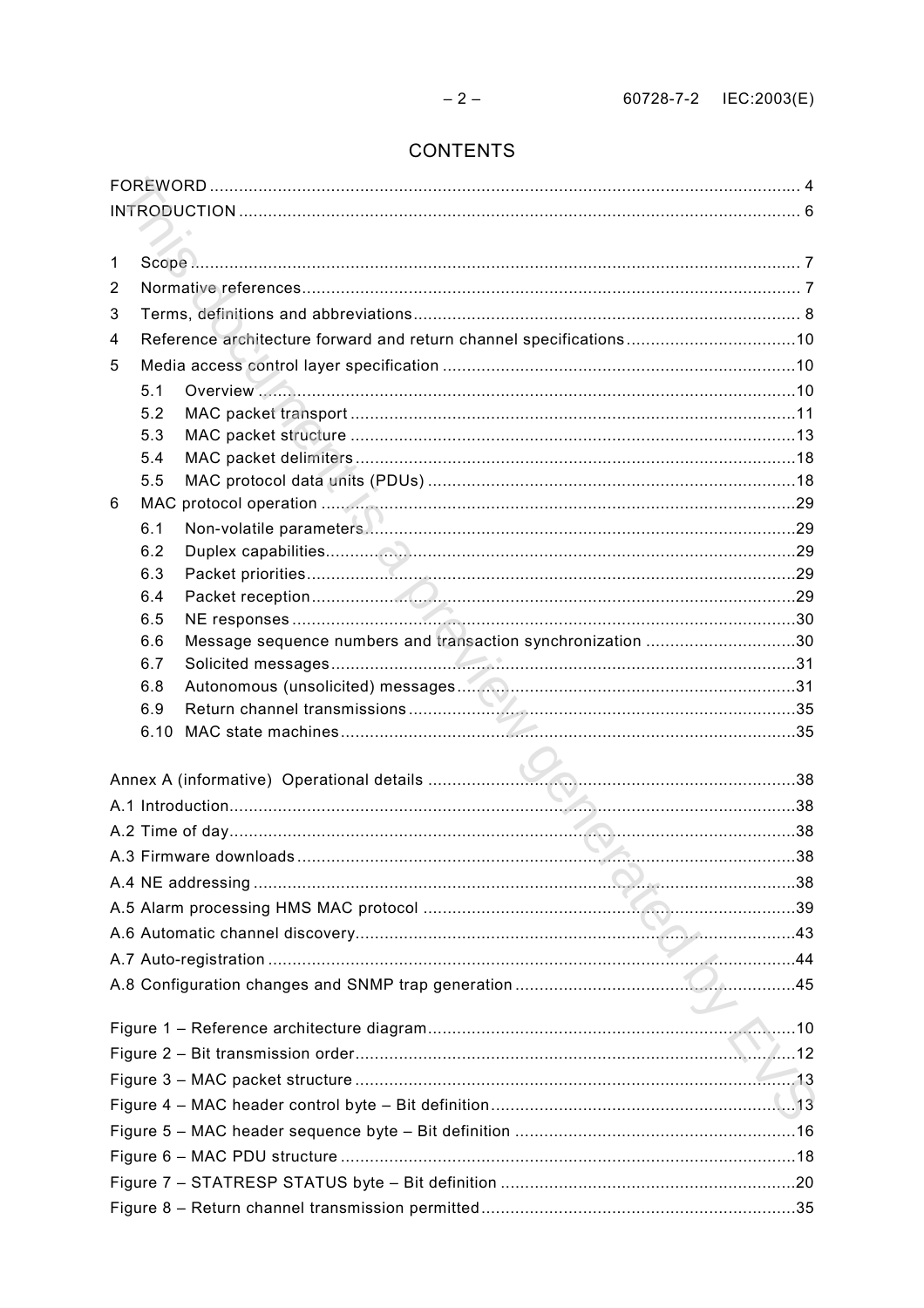# CONTENTS

FOREWORD .......... 4
INTRODUCTION .......... 6

1 Scope .......... 7
2 Normative references .......... 7
3 Terms, definitions and abbreviations .......... 8
4 Reference architecture forward and return channel specifications .......... 10
5 Media access control layer specification .......... 10
 5.1 Overview .......... 10
 5.2 MAC packet transport .......... 11
 5.3 MAC packet structure .......... 13
 5.4 MAC packet delimiters .......... 18
 5.5 MAC protocol data units (PDUs) .......... 18
6 MAC protocol operation .......... 29
 6.1 Non-volatile parameters .......... 29
 6.2 Duplex capabilities .......... 29
 6.3 Packet priorities .......... 29
 6.4 Packet reception .......... 29
 6.5 NE responses .......... 30
 6.6 Message sequence numbers and transaction synchronization .......... 30
 6.7 Solicited messages .......... 31
 6.8 Autonomous (unsolicited) messages .......... 31
 6.9 Return channel transmissions .......... 35
 6.10 MAC state machines .......... 35

Annex A (informative) Operational details .......... 38
A.1 Introduction .......... 38
A.2 Time of day .......... 38
A.3 Firmware downloads .......... 38
A.4 NE addressing .......... 38
A.5 Alarm processing HMS MAC protocol .......... 39
A.6 Automatic channel discovery .......... 43
A.7 Auto-registration .......... 44
A.8 Configuration changes and SNMP trap generation .......... 45

Figure 1 – Reference architecture diagram .......... 10
Figure 2 – Bit transmission order .......... 12
Figure 3 – MAC packet structure .......... 13
Figure 4 – MAC header control byte – Bit definition .......... 13
Figure 5 – MAC header sequence byte – Bit definition .......... 16
Figure 6 – MAC PDU structure .......... 18
Figure 7 – STATRESP STATUS byte – Bit definition .......... 20
Figure 8 – Return channel transmission permitted .......... 35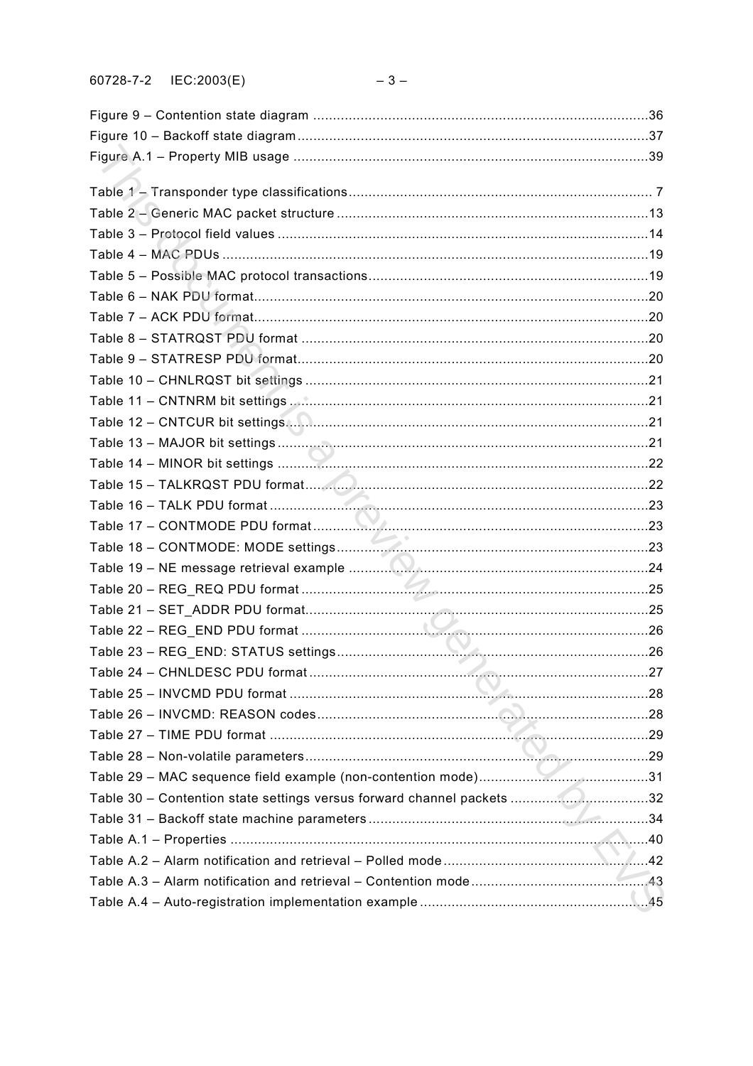Figure 9 – Contention state diagram .....................................................................................36
Figure 10 – Backoff state diagram.........................................................................................37
Figure A.1 – Property MIB usage ..........................................................................................39

Table 1 – Transponder type classifications............................................................................ 7
Table 2 – Generic MAC packet structure ...............................................................................13
Table 3 – Protocol field values ..............................................................................................14
Table 4 – MAC PDUs ............................................................................................................19
Table 5 – Possible MAC protocol transactions.......................................................................19
Table 6 – NAK PDU format....................................................................................................20
Table 7 – ACK PDU format....................................................................................................20
Table 8 – STATRQST PDU format ........................................................................................20
Table 9 – STATRESP PDU format.........................................................................................20
Table 10 – CHNLRQST bit settings .......................................................................................21
Table 11 – CNTNRM bit settings ...........................................................................................21
Table 12 – CNTCUR bit settings............................................................................................21
Table 13 – MAJOR bit settings ..............................................................................................21
Table 14 – MINOR bit settings ..............................................................................................22
Table 15 – TALKRQST PDU format.......................................................................................22
Table 16 – TALK PDU format ................................................................................................23
Table 17 – CONTMODE PDU format .....................................................................................23
Table 18 – CONTMODE: MODE settings...............................................................................23
Table 19 – NE message retrieval example ............................................................................24
Table 20 – REG_REQ PDU format ........................................................................................25
Table 21 – SET_ADDR PDU format.......................................................................................25
Table 22 – REG_END PDU format ........................................................................................26
Table 23 – REG_END: STATUS settings................................................................................26
Table 24 – CHNLDESC PDU format ......................................................................................27
Table 25 – INVCMD PDU format ...........................................................................................28
Table 26 – INVCMD: REASON codes....................................................................................28
Table 27 – TIME PDU format ................................................................................................29
Table 28 – Non-volatile parameters.......................................................................................29
Table 29 – MAC sequence field example (non-contention mode)...........................................31
Table 30 – Contention state settings versus forward channel packets ...................................32
Table 31 – Backoff state machine parameters .......................................................................34
Table A.1 – Properties ..........................................................................................................40
Table A.2 – Alarm notification and retrieval – Polled mode ....................................................42
Table A.3 – Alarm notification and retrieval – Contention mode .............................................43
Table A.4 – Auto-registration implementation example ..........................................................45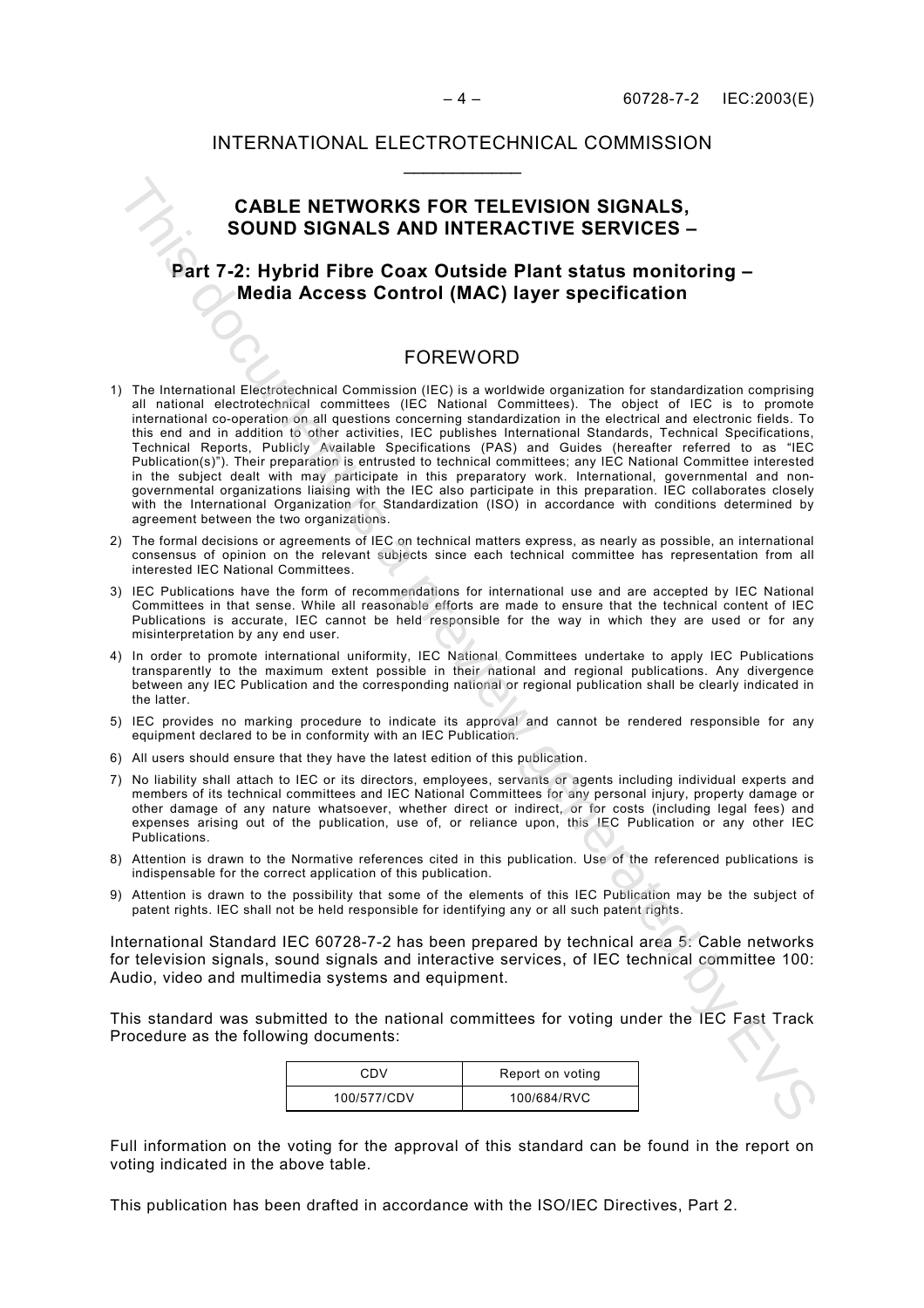INTERNATIONAL ELECTROTECHNICAL COMMISSION

___________

# CABLE NETWORKS FOR TELEVISION SIGNALS, SOUND SIGNALS AND INTERACTIVE SERVICES –

## Part 7-2: Hybrid Fibre Coax Outside Plant status monitoring – Media Access Control (MAC) layer specification

## FOREWORD

1) The International Electrotechnical Commission (IEC) is a worldwide organization for standardization comprising all national electrotechnical committees (IEC National Committees). The object of IEC is to promote international co-operation on all questions concerning standardization in the electrical and electronic fields. To this end and in addition to other activities, IEC publishes International Standards, Technical Specifications, Technical Reports, Publicly Available Specifications (PAS) and Guides (hereafter referred to as "IEC Publication(s)"). Their preparation is entrusted to technical committees; any IEC National Committee interested in the subject dealt with may participate in this preparatory work. International, governmental and non-governmental organizations liaising with the IEC also participate in this preparation. IEC collaborates closely with the International Organization for Standardization (ISO) in accordance with conditions determined by agreement between the two organizations.
2) The formal decisions or agreements of IEC on technical matters express, as nearly as possible, an international consensus of opinion on the relevant subjects since each technical committee has representation from all interested IEC National Committees.
3) IEC Publications have the form of recommendations for international use and are accepted by IEC National Committees in that sense. While all reasonable efforts are made to ensure that the technical content of IEC Publications is accurate, IEC cannot be held responsible for the way in which they are used or for any misinterpretation by any end user.
4) In order to promote international uniformity, IEC National Committees undertake to apply IEC Publications transparently to the maximum extent possible in their national and regional publications. Any divergence between any IEC Publication and the corresponding national or regional publication shall be clearly indicated in the latter.
5) IEC provides no marking procedure to indicate its approval and cannot be rendered responsible for any equipment declared to be in conformity with an IEC Publication.
6) All users should ensure that they have the latest edition of this publication.
7) No liability shall attach to IEC or its directors, employees, servants or agents including individual experts and members of its technical committees and IEC National Committees for any personal injury, property damage or other damage of any nature whatsoever, whether direct or indirect, or for costs (including legal fees) and expenses arising out of the publication, use of, or reliance upon, this IEC Publication or any other IEC Publications.
8) Attention is drawn to the Normative references cited in this publication. Use of the referenced publications is indispensable for the correct application of this publication.
9) Attention is drawn to the possibility that some of the elements of this IEC Publication may be the subject of patent rights. IEC shall not be held responsible for identifying any or all such patent rights.

International Standard IEC 60728-7-2 has been prepared by technical area 5: Cable networks for television signals, sound signals and interactive services, of IEC technical committee 100: Audio, video and multimedia systems and equipment.

This standard was submitted to the national committees for voting under the IEC Fast Track Procedure as the following documents:

| CDV | Report on voting |
|---|---|
| 100/577/CDV | 100/684/RVC |

Full information on the voting for the approval of this standard can be found in the report on voting indicated in the above table.

This publication has been drafted in accordance with the ISO/IEC Directives, Part 2.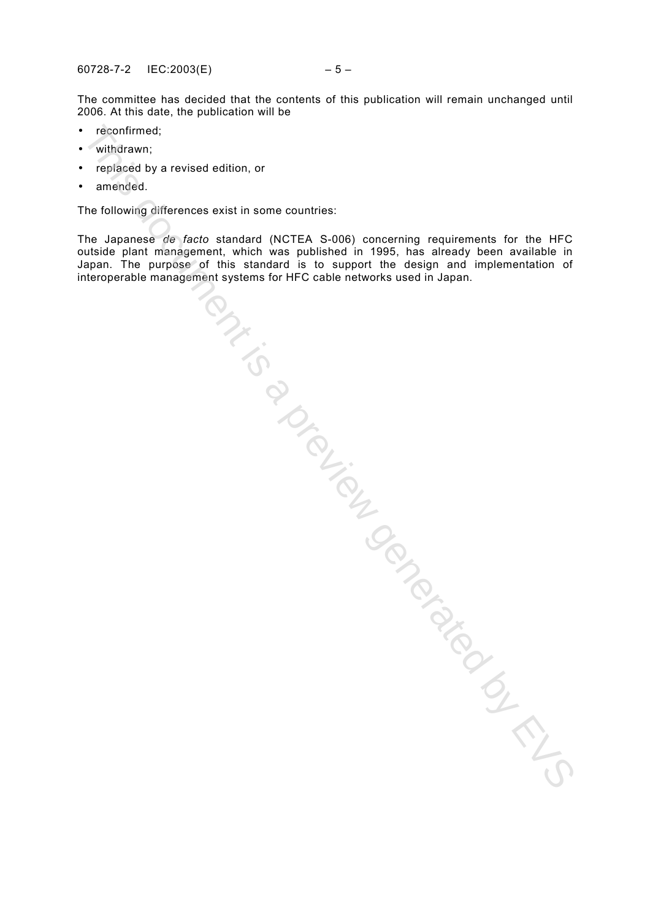The committee has decided that the contents of this publication will remain unchanged until 2006. At this date, the publication will be

- reconfirmed;
- withdrawn;
- replaced by a revised edition, or
- amended.

The following differences exist in some countries:

The Japanese *de facto* standard (NCTEA S-006) concerning requirements for the HFC outside plant management, which was published in 1995, has already been available in Japan. The purpose of this standard is to support the design and implementation of interoperable management systems for HFC cable networks used in Japan.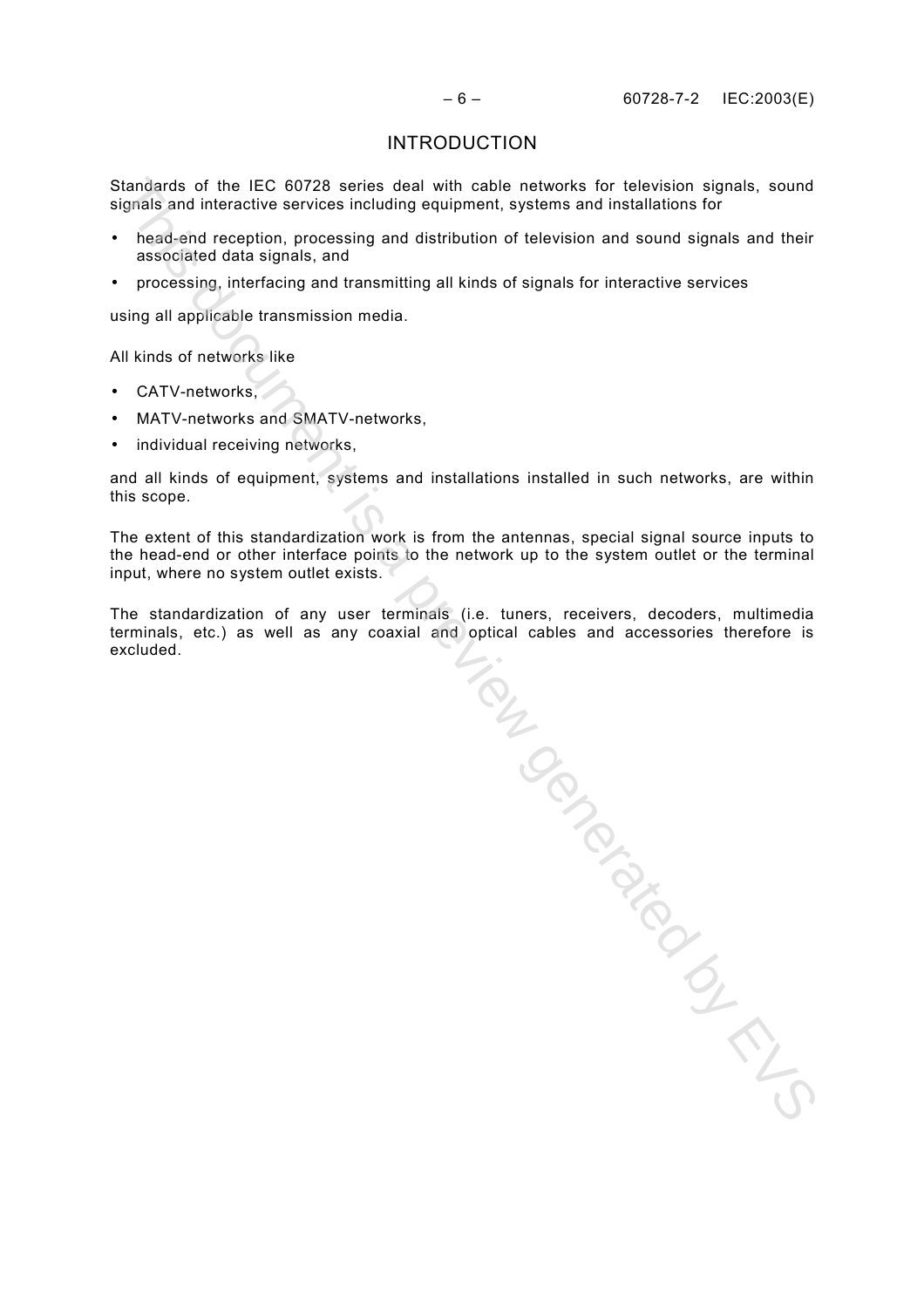## INTRODUCTION

Standards of the IEC 60728 series deal with cable networks for television signals, sound signals and interactive services including equipment, systems and installations for

- head-end reception, processing and distribution of television and sound signals and their associated data signals, and
- processing, interfacing and transmitting all kinds of signals for interactive services

using all applicable transmission media.

All kinds of networks like

- CATV-networks,
- MATV-networks and SMATV-networks,
- individual receiving networks,

and all kinds of equipment, systems and installations installed in such networks, are within this scope.

The extent of this standardization work is from the antennas, special signal source inputs to the head-end or other interface points to the network up to the system outlet or the terminal input, where no system outlet exists.

The standardization of any user terminals (i.e. tuners, receivers, decoders, multimedia terminals, etc.) as well as any coaxial and optical cables and accessories therefore is excluded.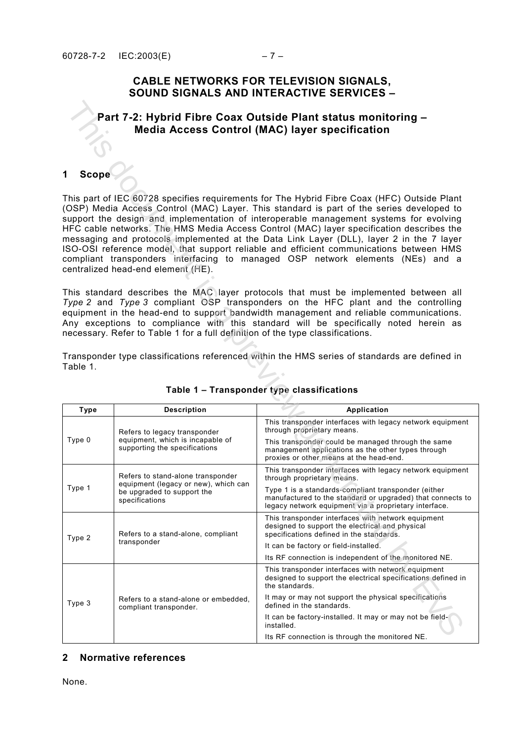# CABLE NETWORKS FOR TELEVISION SIGNALS, SOUND SIGNALS AND INTERACTIVE SERVICES –

# Part 7-2: Hybrid Fibre Coax Outside Plant status monitoring – Media Access Control (MAC) layer specification

## 1 Scope

This part of IEC 60728 specifies requirements for The Hybrid Fibre Coax (HFC) Outside Plant (OSP) Media Access Control (MAC) Layer. This standard is part of the series developed to support the design and implementation of interoperable management systems for evolving HFC cable networks. The HMS Media Access Control (MAC) layer specification describes the messaging and protocols implemented at the Data Link Layer (DLL), layer 2 in the 7 layer ISO-OSI reference model, that support reliable and efficient communications between HMS compliant transponders interfacing to managed OSP network elements (NEs) and a centralized head-end element (HE).

This standard describes the MAC layer protocols that must be implemented between all *Type 2* and *Type 3* compliant OSP transponders on the HFC plant and the controlling equipment in the head-end to support bandwidth management and reliable communications. Any exceptions to compliance with this standard will be specifically noted herein as necessary. Refer to Table 1 for a full definition of the type classifications.

Transponder type classifications referenced within the HMS series of standards are defined in Table 1.

**Table 1 – Transponder type classifications**

| Type | Description | Application |
|---|---|---|
| Type 0 | Refers to legacy transponder equipment, which is incapable of supporting the specifications | This transponder interfaces with legacy network equipment through proprietary means.<br>This transponder could be managed through the same management applications as the other types through proxies or other means at the head-end. |
| Type 1 | Refers to stand-alone transponder equipment (legacy or new), which can be upgraded to support the specifications | This transponder interfaces with legacy network equipment through proprietary means.<br>Type 1 is a standards-compliant transponder (either manufactured to the standard or upgraded) that connects to legacy network equipment via a proprietary interface. |
| Type 2 | Refers to a stand-alone, compliant transponder | This transponder interfaces with network equipment designed to support the electrical and physical specifications defined in the standards.<br>It can be factory or field-installed.<br>Its RF connection is independent of the monitored NE. |
| Type 3 | Refers to a stand-alone or embedded, compliant transponder. | This transponder interfaces with network equipment designed to support the electrical specifications defined in the standards.<br>It may or may not support the physical specifications defined in the standards.<br>It can be factory-installed. It may or may not be field-installed.<br>Its RF connection is through the monitored NE. |

## 2 Normative references

None.